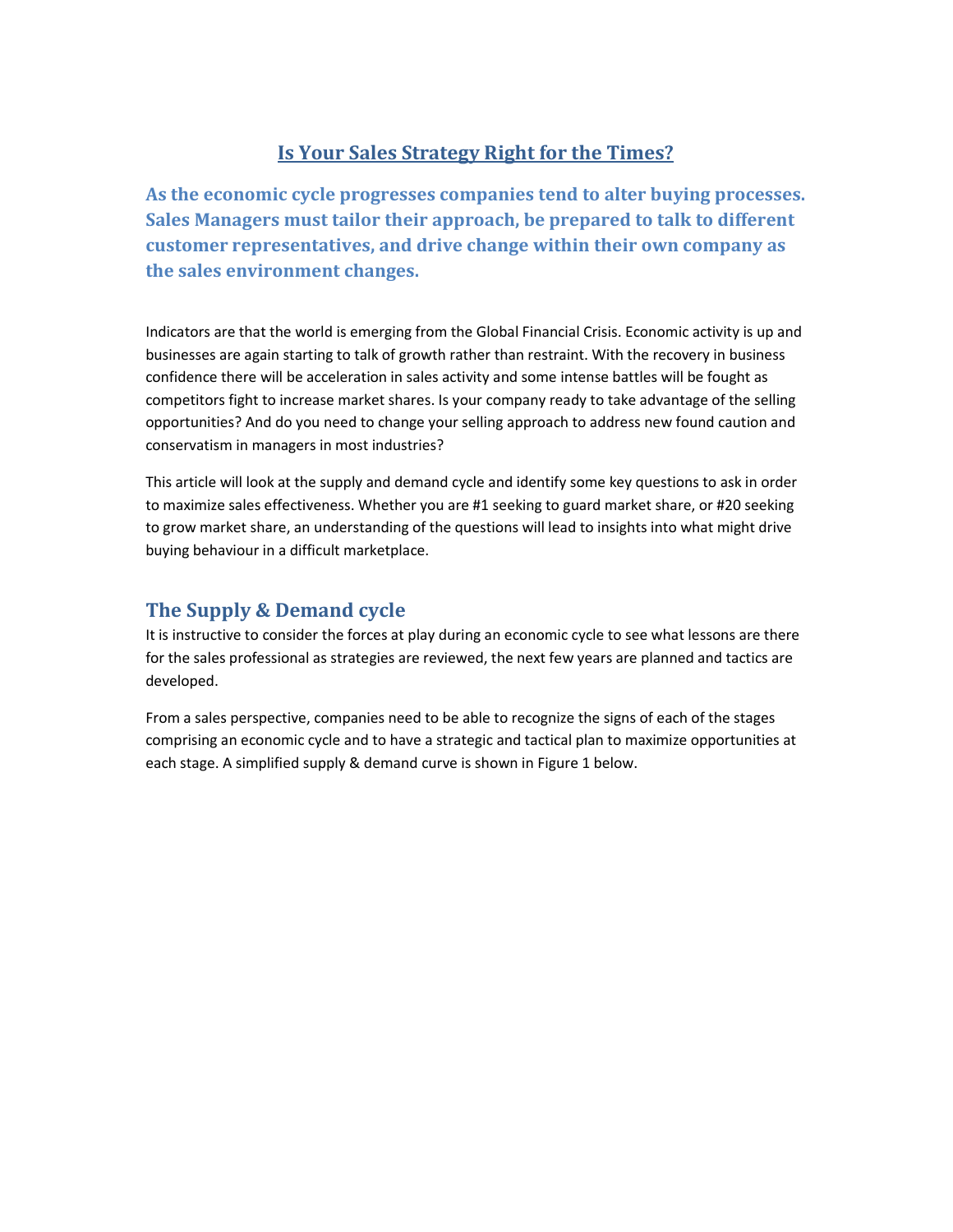# Is Your Sales Strategy Right for the Times?

**As the economic cycle progresses companies tend to alter buying processes. Sales Managers must tailor their approach, be prepared to talk to different customer representatives, and drive change within their own company as the sales environment changes.**

Indicators are that the world is emerging from the Global Financial Crisis. Economic activity is up and businesses are again starting to talk of growth rather than restraint. With the recovery in business confidence there will be acceleration in sales activity and some intense battles will be fought as competitors fight to increase market shares. Is your company ready to take advantage of the selling opportunities? And do you need to change your selling approach to address new found caution and conservatism in managers in most industries?

This article will look at the supply and demand cycle and identify some key questions to ask in order to maximize sales effectiveness. Whether you are #1 seeking to guard market share, or #20 seeking to grow market share, an understanding of the questions will lead to insights into what might drive buying behaviour in a difficult marketplace.

## The Supply & Demand cycle

It is instructive to consider the forces at play during an economic cycle to see what lessons are there for the sales professional as strategies are reviewed, the next few years are planned and tactics are developed.

From a sales perspective, companies need to be able to recognize the signs of each of the stages comprising an economic cycle and to have a strategic and tactical plan to maximize opportunities at each stage. A simplified supply & demand curve is shown in Figure 1 below.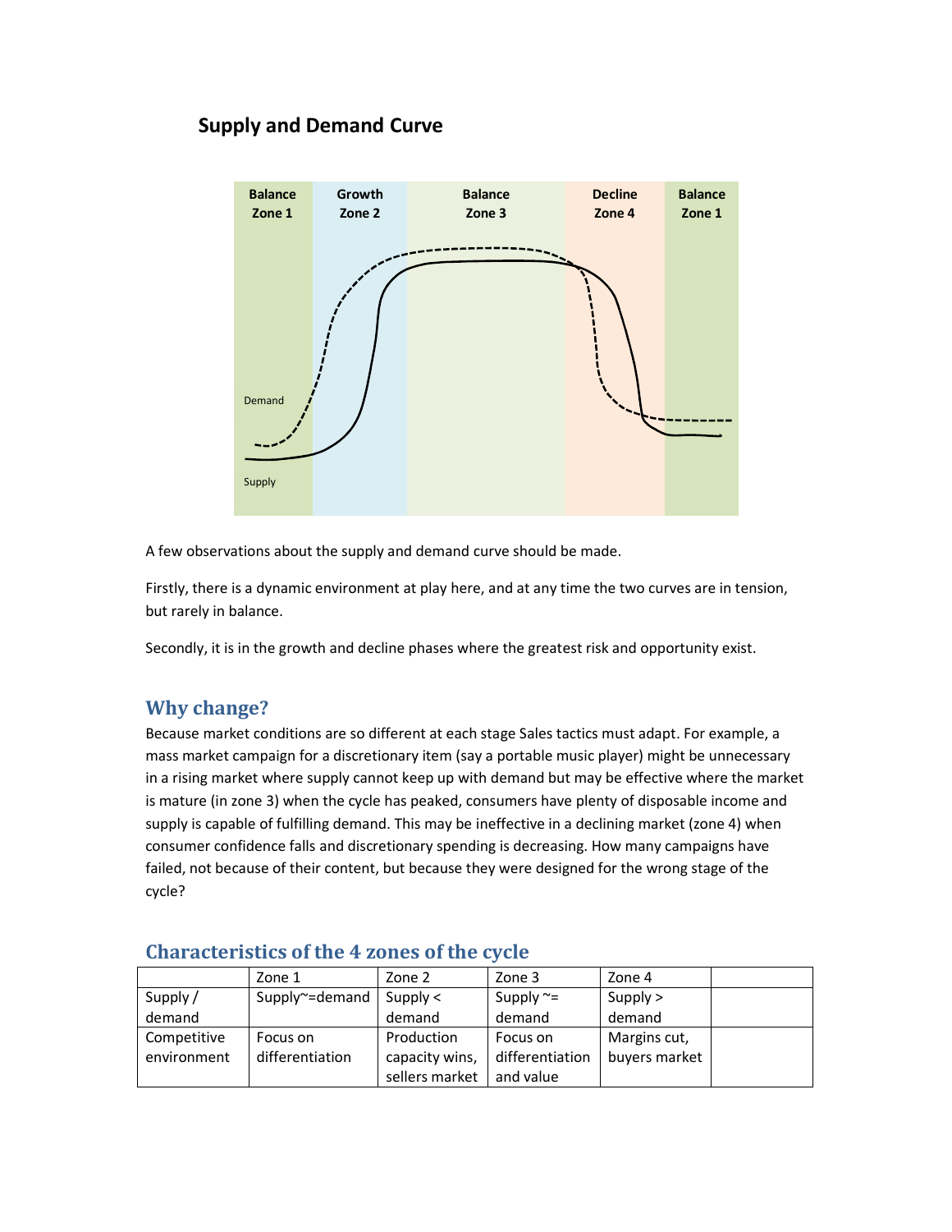## Supply and Demand Curve

A few observations about the supply and demand curve should be made.

Firstly, there is a dynamic environment at play here, and at any time the two curves are in tension, but rarely in balance.

Secondly, it is in the growth and decline phases where the greatest risk and opportunity exist.

### Why change?

Because market conditions are so different at each stage Sales tactics must adapt. For example, a mass market campaign for a discretionary item (say a portable music player) might be unnecessary in a rising market where supply cannot keep up with demand but may be effective where the market is mature (in zone 3) when the cycle has peaked, consumers have plenty of disposable income and supply is capable of fulfilling demand. This may be ineffective in a declining market (zone 4) when consumer confidence falls and discretionary spending is decreasing. How many campaigns have failed, not because of their content, but because they were designed for the wrong stage of the cycle?

### Characteristics of the 4 zones of the cycle

| | Zone 1 | Zone 2 | Zone 3 | Zone 4 | |
|---|---|---|---|---|---|
| Supply / demand | Supply~=demand | Supply < demand | Supply ~= demand | Supply > demand | |
| Competitive environment | Focus on differentiation | Production capacity wins, sellers market | Focus on differentiation and value | Margins cut, buyers market | |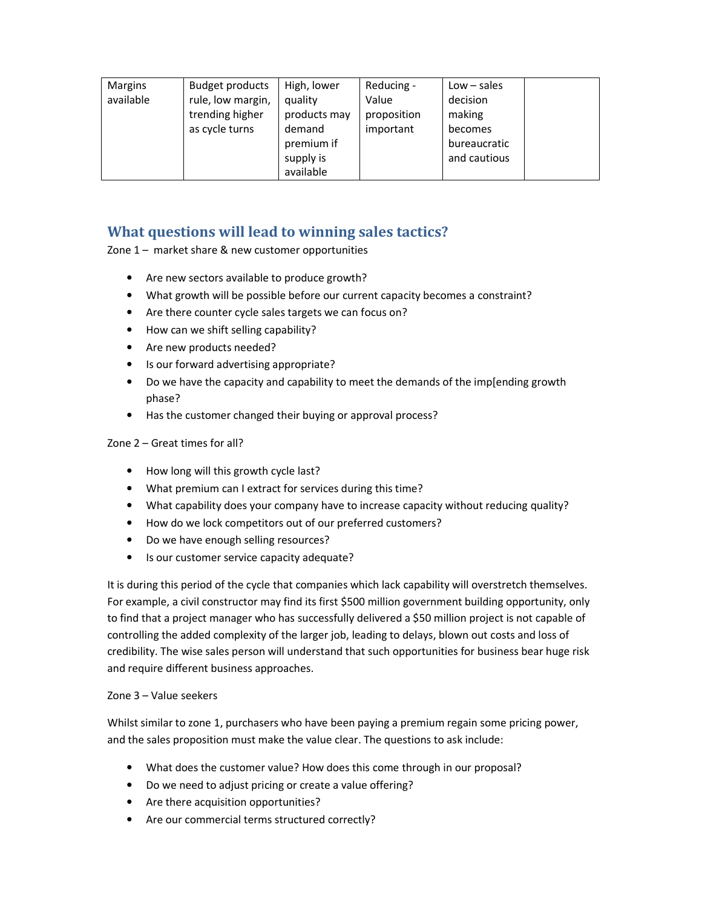| Margins available | Budget products rule, low margin, trending higher as cycle turns | High, lower quality products may demand premium if supply is available | Reducing - Value proposition important | Low – sales decision making becomes bureaucratic and cautious | |
|---|---|---|---|---|---|

## What questions will lead to winning sales tactics?

Zone 1 – market share & new customer opportunities

- Are new sectors available to produce growth?
- What growth will be possible before our current capacity becomes a constraint?
- Are there counter cycle sales targets we can focus on?
- How can we shift selling capability?
- Are new products needed?
- Is our forward advertising appropriate?
- Do we have the capacity and capability to meet the demands of the imp[ending growth phase?
- Has the customer changed their buying or approval process?

Zone 2 – Great times for all?

- How long will this growth cycle last?
- What premium can I extract for services during this time?
- What capability does your company have to increase capacity without reducing quality?
- How do we lock competitors out of our preferred customers?
- Do we have enough selling resources?
- Is our customer service capacity adequate?

It is during this period of the cycle that companies which lack capability will overstretch themselves. For example, a civil constructor may find its first $500 million government building opportunity, only to find that a project manager who has successfully delivered a $50 million project is not capable of controlling the added complexity of the larger job, leading to delays, blown out costs and loss of credibility. The wise sales person will understand that such opportunities for business bear huge risk and require different business approaches.

Zone 3 – Value seekers

Whilst similar to zone 1, purchasers who have been paying a premium regain some pricing power, and the sales proposition must make the value clear. The questions to ask include:

- What does the customer value? How does this come through in our proposal?
- Do we need to adjust pricing or create a value offering?
- Are there acquisition opportunities?
- Are our commercial terms structured correctly?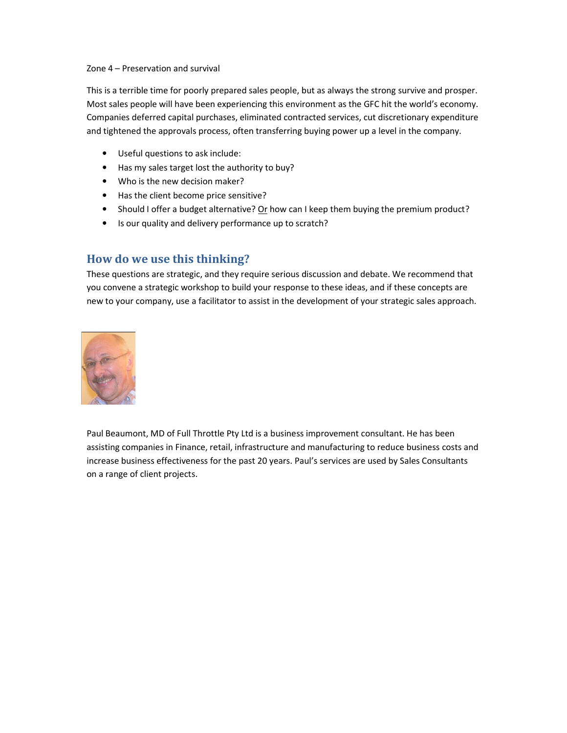Zone 4 – Preservation and survival

This is a terrible time for poorly prepared sales people, but as always the strong survive and prosper. Most sales people will have been experiencing this environment as the GFC hit the world's economy. Companies deferred capital purchases, eliminated contracted services, cut discretionary expenditure and tightened the approvals process, often transferring buying power up a level in the company.

- Useful questions to ask include:
- Has my sales target lost the authority to buy?
- Who is the new decision maker?
- Has the client become price sensitive?
- Should I offer a budget alternative? Or how can I keep them buying the premium product?
- Is our quality and delivery performance up to scratch?

## How do we use this thinking?

These questions are strategic, and they require serious discussion and debate. We recommend that you convene a strategic workshop to build your response to these ideas, and if these concepts are new to your company, use a facilitator to assist in the development of your strategic sales approach.

Paul Beaumont, MD of Full Throttle Pty Ltd is a business improvement consultant. He has been assisting companies in Finance, retail, infrastructure and manufacturing to reduce business costs and increase business effectiveness for the past 20 years. Paul's services are used by Sales Consultants on a range of client projects.